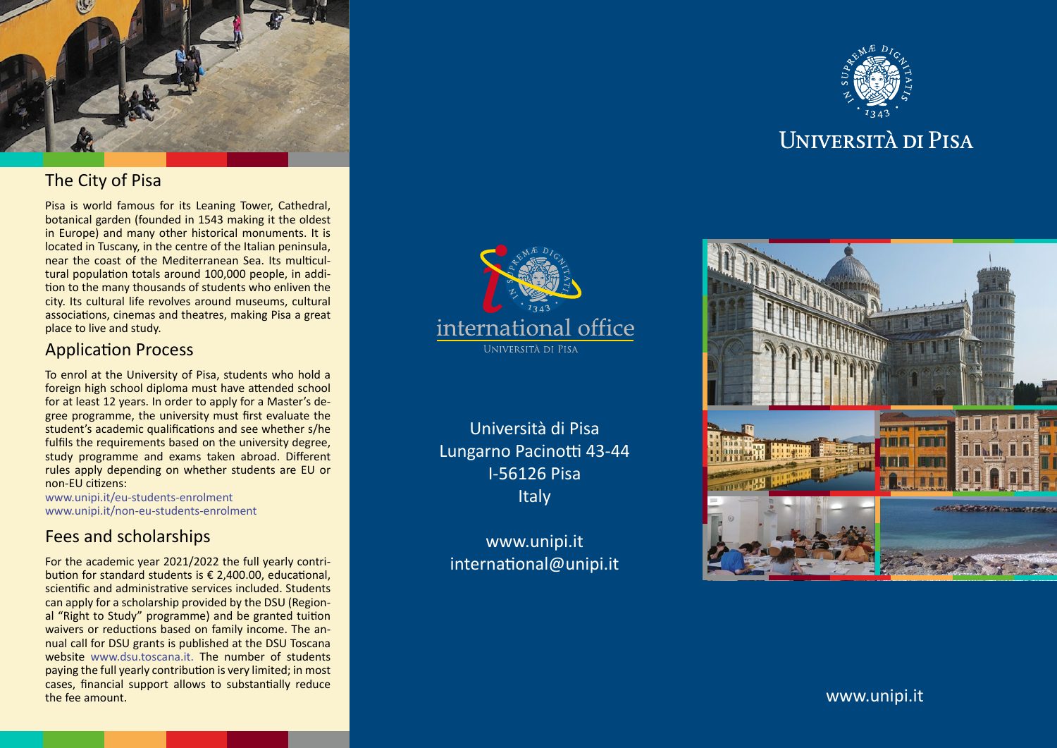## The City of Pisa

Pisa is world famous for its Leaning Tower, Cathedral, botanical garden (founded in 1543 making it the oldest in Europe) and many other historical monuments. It is located in Tuscany, in the centre of the Italian peninsula, near the coast of the Mediterranean Sea. Its multicultural population totals around 100,000 people, in addition to the many thousands of students who enliven the city. Its cultural life revolves around museums, cultural associations, cinemas and theatres, making Pisa a great place to live and study.

## Application Process

To enrol at the University of Pisa, students who hold a foreign high school diploma must have attended school for at least 12 years. In order to apply for a Master's degree programme, the university must first evaluate the student's academic qualifications and see whether s/he fulfils the requirements based on the university degree, study programme and exams taken abroad. Different rules apply depending on whether students are EU or non-EU citizens:

www.unipi.it/eu-students-enrolment
www.unipi.it/non-eu-students-enrolment

## Fees and scholarships

For the academic year 2021/2022 the full yearly contribution for standard students is € 2,400.00, educational, scientific and administrative services included. Students can apply for a scholarship provided by the DSU (Regional "Right to Study" programme) and be granted tuition waivers or reductions based on family income. The annual call for DSU grants is published at the DSU Toscana website www.dsu.toscana.it. The number of students paying the full yearly contribution is very limited; in most cases, financial support allows to substantially reduce the fee amount.

international office
Università di Pisa

Università di Pisa
Lungarno Pacinotti 43-44
I-56126 Pisa
Italy

www.unipi.it
international@unipi.it

IN SUPREMÆ DIGNITATIS 1343

# Università di Pisa

www.unipi.it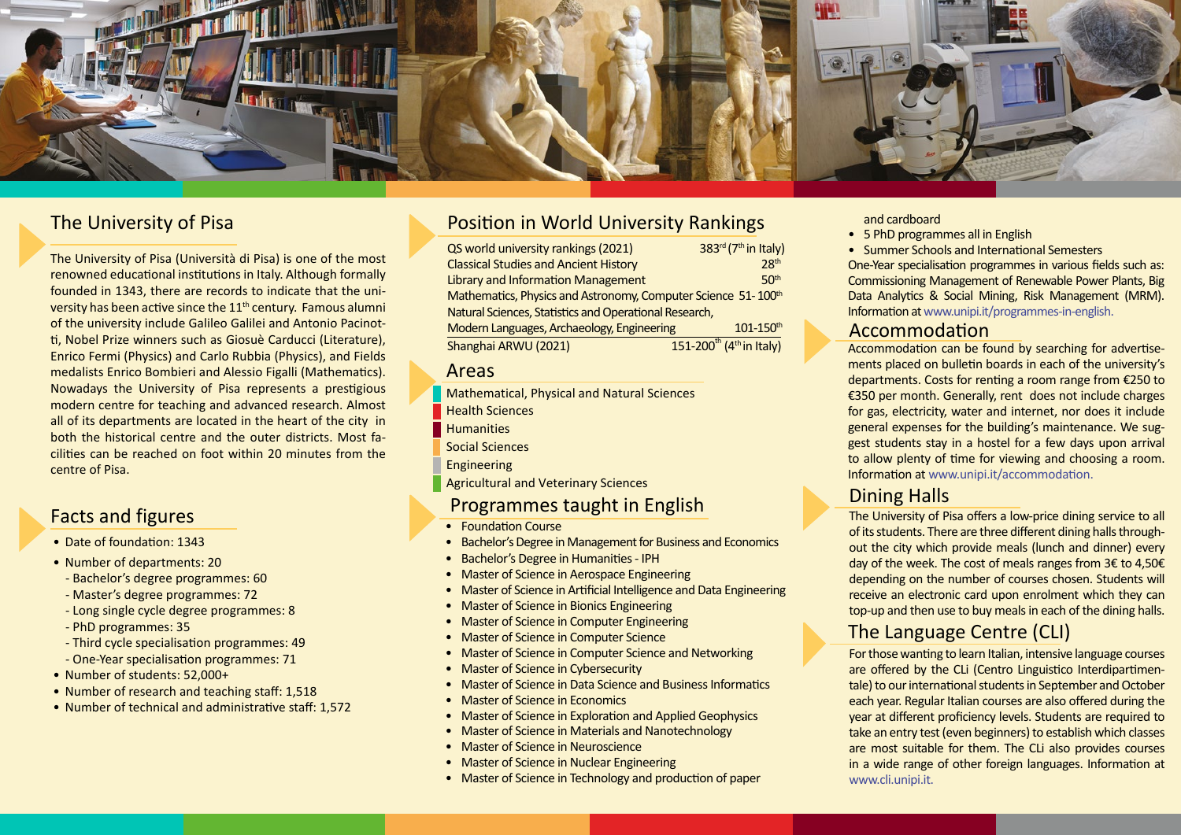## The University of Pisa

The University of Pisa (Università di Pisa) is one of the most renowned educational institutions in Italy. Although formally founded in 1343, there are records to indicate that the university has been active since the 11th century. Famous alumni of the university include Galileo Galilei and Antonio Pacinotti, Nobel Prize winners such as Giosuè Carducci (Literature), Enrico Fermi (Physics) and Carlo Rubbia (Physics), and Fields medalists Enrico Bombieri and Alessio Figalli (Mathematics). Nowadays the University of Pisa represents a prestigious modern centre for teaching and advanced research. Almost all of its departments are located in the heart of the city in both the historical centre and the outer districts. Most facilities can be reached on foot within 20 minutes from the centre of Pisa.

## Facts and figures

- Date of foundation: 1343
- Number of departments: 20
  - Bachelor's degree programmes: 60
  - Master's degree programmes: 72
  - Long single cycle degree programmes: 8
  - PhD programmes: 35
  - Third cycle specialisation programmes: 49
  - One-Year specialisation programmes: 71
- Number of students: 52,000+
- Number of research and teaching staff: 1,518
- Number of technical and administrative staff: 1,572

## Position in World University Rankings

| | |
|---|---|
| QS world university rankings (2021) | 383rd (7th in Italy) |
| Classical Studies and Ancient History | 28th |
| Library and Information Management | 50th |
| Mathematics, Physics and Astronomy, Computer Science | 51-100th |
| Natural Sciences, Statistics and Operational Research, Modern Languages, Archaeology, Engineering | 101-150th |
| Shanghai ARWU (2021) | 151-200th (4th in Italy) |

## Areas

- Mathematical, Physical and Natural Sciences
- Health Sciences
- Humanities
- Social Sciences
- Engineering
- Agricultural and Veterinary Sciences

## Programmes taught in English

- Foundation Course
- Bachelor's Degree in Management for Business and Economics
- Bachelor's Degree in Humanities - IPH
- Master of Science in Aerospace Engineering
- Master of Science in Artificial Intelligence and Data Engineering
- Master of Science in Bionics Engineering
- Master of Science in Computer Engineering
- Master of Science in Computer Science
- Master of Science in Computer Science and Networking
- Master of Science in Cybersecurity
- Master of Science in Data Science and Business Informatics
- Master of Science in Economics
- Master of Science in Exploration and Applied Geophysics
- Master of Science in Materials and Nanotechnology
- Master of Science in Neuroscience
- Master of Science in Nuclear Engineering
- Master of Science in Technology and production of paper and cardboard
- 5 PhD programmes all in English
- Summer Schools and International Semesters

One-Year specialisation programmes in various fields such as: Commissioning Management of Renewable Power Plants, Big Data Analytics & Social Mining, Risk Management (MRM). Information at www.unipi.it/programmes-in-english.

## Accommodation

Accommodation can be found by searching for advertisements placed on bulletin boards in each of the university's departments. Costs for renting a room range from €250 to €350 per month. Generally, rent does not include charges for gas, electricity, water and internet, nor does it include general expenses for the building's maintenance. We suggest students stay in a hostel for a few days upon arrival to allow plenty of time for viewing and choosing a room. Information at www.unipi.it/accommodation.

## Dining Halls

The University of Pisa offers a low-price dining service to all of its students. There are three different dining halls throughout the city which provide meals (lunch and dinner) every day of the week. The cost of meals ranges from 3€ to 4,50€ depending on the number of courses chosen. Students will receive an electronic card upon enrolment which they can top-up and then use to buy meals in each of the dining halls.

## The Language Centre (CLI)

For those wanting to learn Italian, intensive language courses are offered by the CLi (Centro Linguistico Interdipartimentale) to our international students in September and October each year. Regular Italian courses are also offered during the year at different proficiency levels. Students are required to take an entry test (even beginners) to establish which classes are most suitable for them. The CLi also provides courses in a wide range of other foreign languages. Information at www.cli.unipi.it.